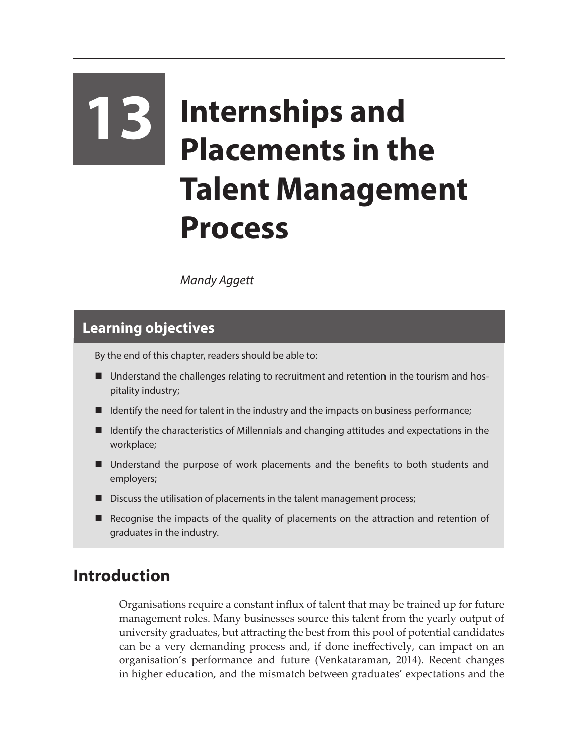# 13 Internships and Placements in the Talent Management Process

*Mandy Aggett*

## Learning objectives

By the end of this chapter, readers should be able to:

- Understand the challenges relating to recruitment and retention in the tourism and hospitality industry;
- Identify the need for talent in the industry and the impacts on business performance;
- Identify the characteristics of Millennials and changing attitudes and expectations in the workplace;
- Understand the purpose of work placements and the benefits to both students and employers;
- Discuss the utilisation of placements in the talent management process;
- Recognise the impacts of the quality of placements on the attraction and retention of graduates in the industry.

## Introduction

Organisations require a constant influx of talent that may be trained up for future management roles. Many businesses source this talent from the yearly output of university graduates, but attracting the best from this pool of potential candidates can be a very demanding process and, if done ineffectively, can impact on an organisation's performance and future (Venkataraman, 2014). Recent changes in higher education, and the mismatch between graduates' expectations and the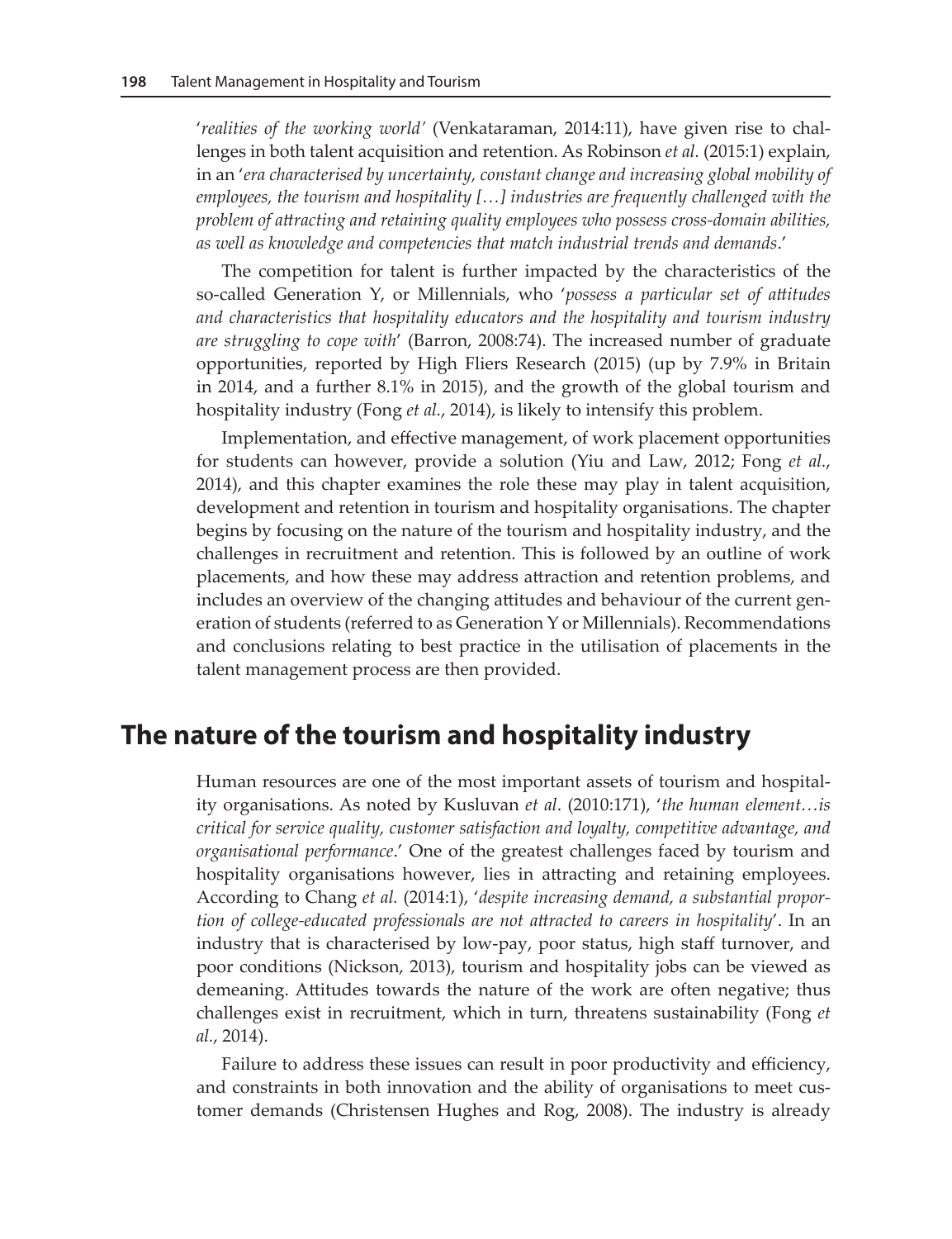'*realities of the working world*' (Venkataraman, 2014:11), have given rise to challenges in both talent acquisition and retention. As Robinson *et al.* (2015:1) explain, in an '*era characterised by uncertainty, constant change and increasing global mobility of employees, the tourism and hospitality […] industries are frequently challenged with the problem of attracting and retaining quality employees who possess cross-domain abilities, as well as knowledge and competencies that match industrial trends and demands*.'

The competition for talent is further impacted by the characteristics of the so-called Generation Y, or Millennials, who '*possess a particular set of attitudes and characteristics that hospitality educators and the hospitality and tourism industry are struggling to cope with*' (Barron, 2008:74). The increased number of graduate opportunities, reported by High Fliers Research (2015) (up by 7.9% in Britain in 2014, and a further 8.1% in 2015), and the growth of the global tourism and hospitality industry (Fong *et al.*, 2014), is likely to intensify this problem.

Implementation, and effective management, of work placement opportunities for students can however, provide a solution (Yiu and Law, 2012; Fong *et al.*, 2014), and this chapter examines the role these may play in talent acquisition, development and retention in tourism and hospitality organisations. The chapter begins by focusing on the nature of the tourism and hospitality industry, and the challenges in recruitment and retention. This is followed by an outline of work placements, and how these may address attraction and retention problems, and includes an overview of the changing attitudes and behaviour of the current generation of students (referred to as Generation Y or Millennials). Recommendations and conclusions relating to best practice in the utilisation of placements in the talent management process are then provided.

## The nature of the tourism and hospitality industry

Human resources are one of the most important assets of tourism and hospitality organisations. As noted by Kusluvan *et al*. (2010:171), '*the human element…is critical for service quality, customer satisfaction and loyalty, competitive advantage, and organisational performance*.' One of the greatest challenges faced by tourism and hospitality organisations however, lies in attracting and retaining employees. According to Chang *et al.* (2014:1), '*despite increasing demand, a substantial proportion of college-educated professionals are not attracted to careers in hospitality*'. In an industry that is characterised by low-pay, poor status, high staff turnover, and poor conditions (Nickson, 2013), tourism and hospitality jobs can be viewed as demeaning. Attitudes towards the nature of the work are often negative; thus challenges exist in recruitment, which in turn, threatens sustainability (Fong *et al.*, 2014).

Failure to address these issues can result in poor productivity and efficiency, and constraints in both innovation and the ability of organisations to meet customer demands (Christensen Hughes and Rog, 2008). The industry is already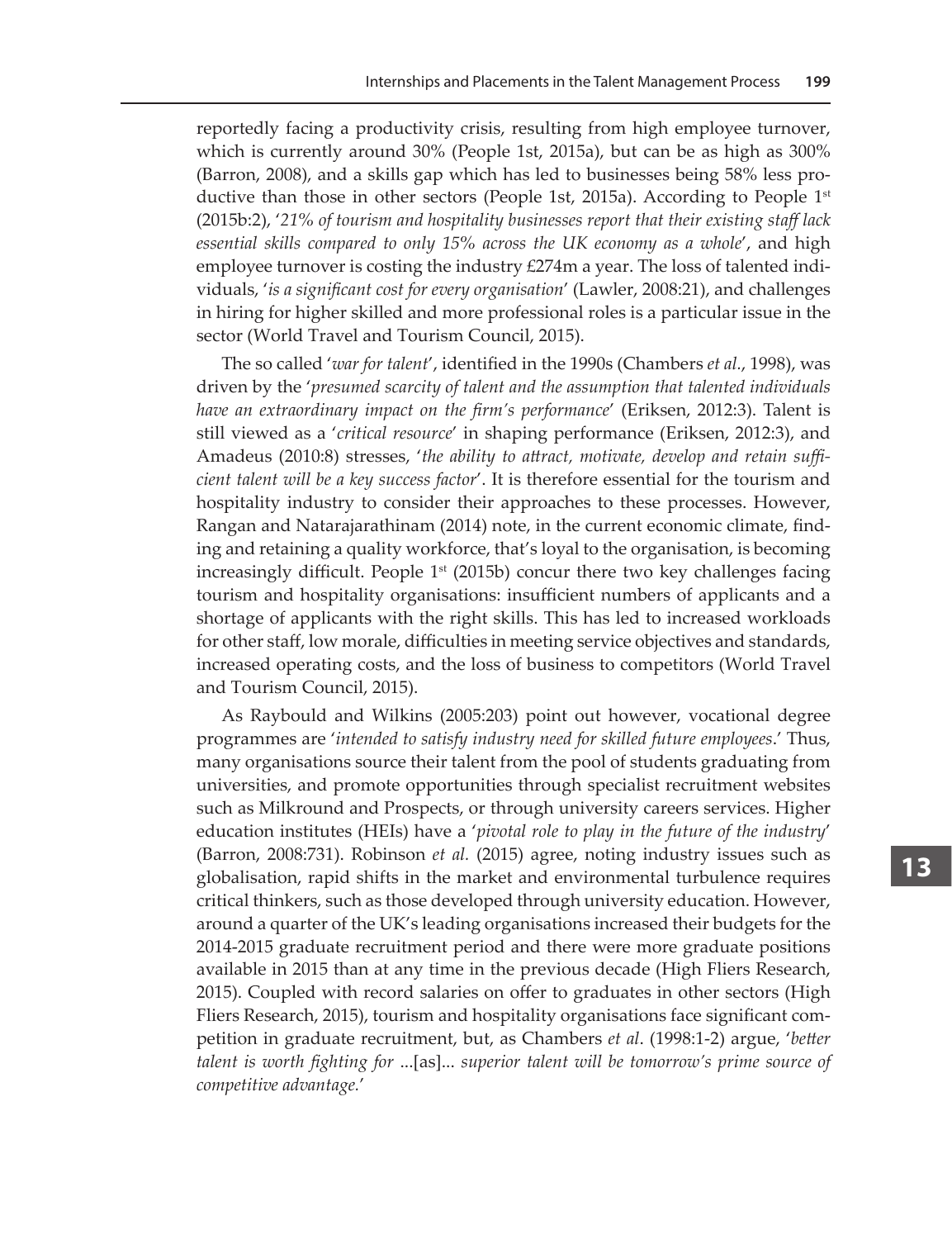reportedly facing a productivity crisis, resulting from high employee turnover, which is currently around 30% (People 1st, 2015a), but can be as high as 300% (Barron, 2008), and a skills gap which has led to businesses being 58% less productive than those in other sectors (People 1st, 2015a). According to People 1st (2015b:2), '*21% of tourism and hospitality businesses report that their existing staff lack essential skills compared to only 15% across the UK economy as a whole*', and high employee turnover is costing the industry £274m a year. The loss of talented individuals, '*is a significant cost for every organisation*' (Lawler, 2008:21), and challenges in hiring for higher skilled and more professional roles is a particular issue in the sector (World Travel and Tourism Council, 2015).

The so called '*war for talent*', identified in the 1990s (Chambers *et al*., 1998), was driven by the '*presumed scarcity of talent and the assumption that talented individuals have an extraordinary impact on the firm's performance*' (Eriksen, 2012:3). Talent is still viewed as a '*critical resource*' in shaping performance (Eriksen, 2012:3), and Amadeus (2010:8) stresses, '*the ability to attract, motivate, develop and retain sufficient talent will be a key success factor*'. It is therefore essential for the tourism and hospitality industry to consider their approaches to these processes. However, Rangan and Natarajarathinam (2014) note, in the current economic climate, finding and retaining a quality workforce, that's loyal to the organisation, is becoming increasingly difficult. People 1st (2015b) concur there two key challenges facing tourism and hospitality organisations: insufficient numbers of applicants and a shortage of applicants with the right skills. This has led to increased workloads for other staff, low morale, difficulties in meeting service objectives and standards, increased operating costs, and the loss of business to competitors (World Travel and Tourism Council, 2015).

As Raybould and Wilkins (2005:203) point out however, vocational degree programmes are '*intended to satisfy industry need for skilled future employees*.' Thus, many organisations source their talent from the pool of students graduating from universities, and promote opportunities through specialist recruitment websites such as Milkround and Prospects, or through university careers services. Higher education institutes (HEIs) have a '*pivotal role to play in the future of the industry*' (Barron, 2008:731). Robinson *et al.* (2015) agree, noting industry issues such as globalisation, rapid shifts in the market and environmental turbulence requires critical thinkers, such as those developed through university education. However, around a quarter of the UK's leading organisations increased their budgets for the 2014-2015 graduate recruitment period and there were more graduate positions available in 2015 than at any time in the previous decade (High Fliers Research, 2015). Coupled with record salaries on offer to graduates in other sectors (High Fliers Research, 2015), tourism and hospitality organisations face significant competition in graduate recruitment, but, as Chambers *et al*. (1998:1-2) argue, '*better talent is worth fighting for* ...[as]... *superior talent will be tomorrow's prime source of competitive advantage*.'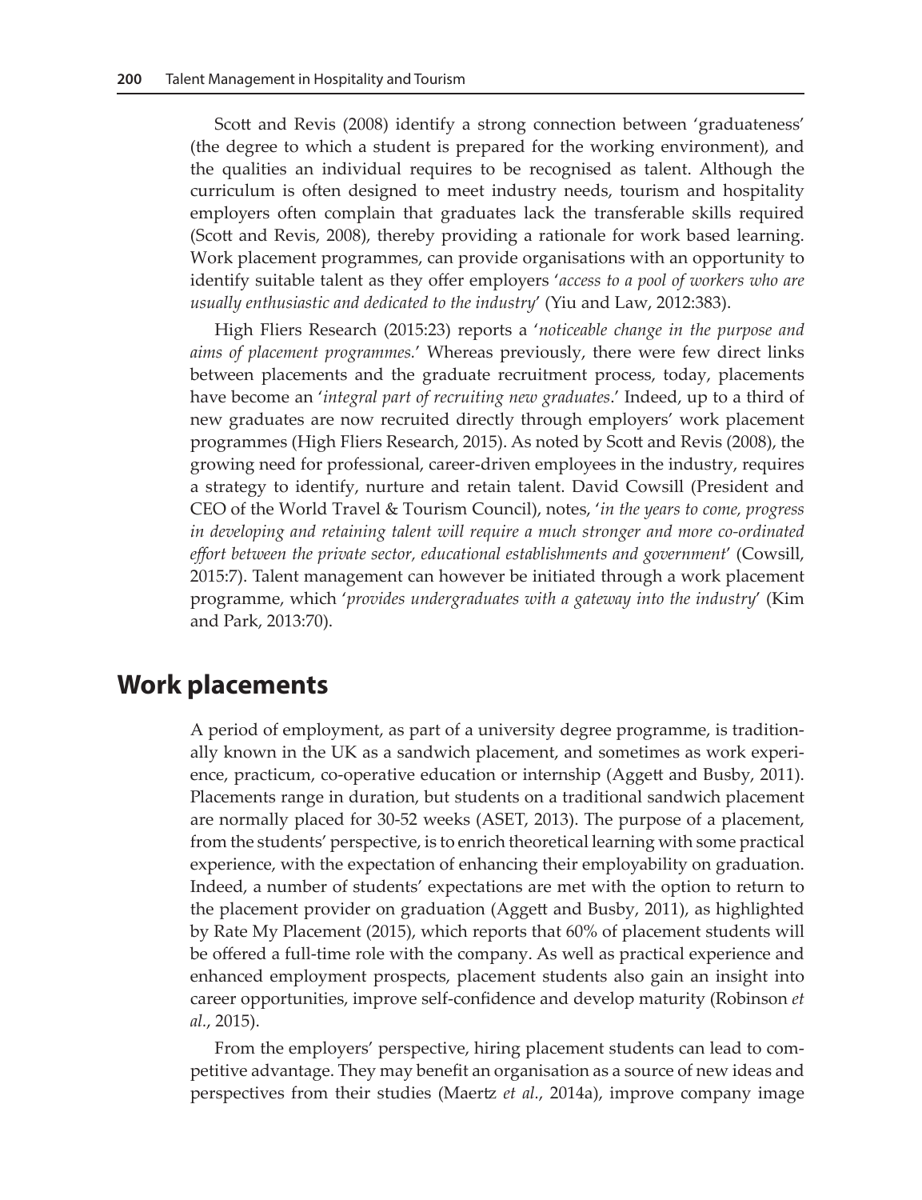Scott and Revis (2008) identify a strong connection between 'graduateness' (the degree to which a student is prepared for the working environment), and the qualities an individual requires to be recognised as talent. Although the curriculum is often designed to meet industry needs, tourism and hospitality employers often complain that graduates lack the transferable skills required (Scott and Revis, 2008), thereby providing a rationale for work based learning. Work placement programmes, can provide organisations with an opportunity to identify suitable talent as they offer employers '*access to a pool of workers who are usually enthusiastic and dedicated to the industry*' (Yiu and Law, 2012:383).

High Fliers Research (2015:23) reports a '*noticeable change in the purpose and aims of placement programmes.*' Whereas previously, there were few direct links between placements and the graduate recruitment process, today, placements have become an '*integral part of recruiting new graduates*.' Indeed, up to a third of new graduates are now recruited directly through employers' work placement programmes (High Fliers Research, 2015). As noted by Scott and Revis (2008), the growing need for professional, career-driven employees in the industry, requires a strategy to identify, nurture and retain talent. David Cowsill (President and CEO of the World Travel & Tourism Council), notes, '*in the years to come, progress in developing and retaining talent will require a much stronger and more co-ordinated effort between the private sector, educational establishments and government*' (Cowsill, 2015:7). Talent management can however be initiated through a work placement programme, which '*provides undergraduates with a gateway into the industry*' (Kim and Park, 2013:70).

## Work placements

A period of employment, as part of a university degree programme, is traditionally known in the UK as a sandwich placement, and sometimes as work experience, practicum, co-operative education or internship (Aggett and Busby, 2011). Placements range in duration, but students on a traditional sandwich placement are normally placed for 30-52 weeks (ASET, 2013). The purpose of a placement, from the students' perspective, is to enrich theoretical learning with some practical experience, with the expectation of enhancing their employability on graduation. Indeed, a number of students' expectations are met with the option to return to the placement provider on graduation (Aggett and Busby, 2011), as highlighted by Rate My Placement (2015), which reports that 60% of placement students will be offered a full-time role with the company. As well as practical experience and enhanced employment prospects, placement students also gain an insight into career opportunities, improve self-confidence and develop maturity (Robinson *et al*., 2015).

From the employers' perspective, hiring placement students can lead to competitive advantage. They may benefit an organisation as a source of new ideas and perspectives from their studies (Maertz *et al.*, 2014a), improve company image